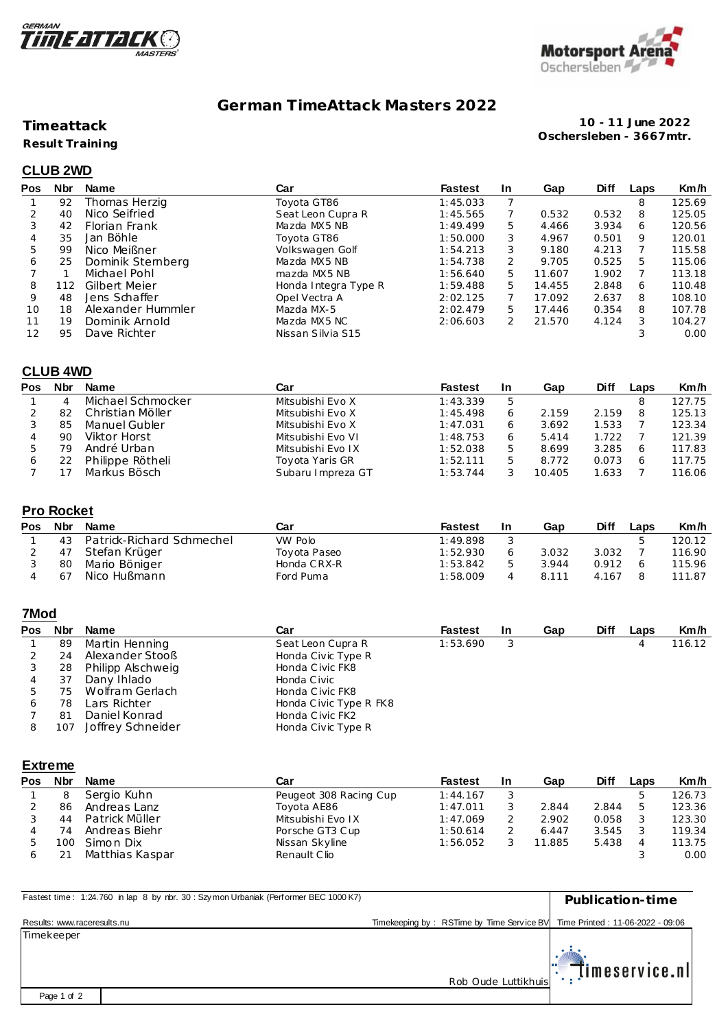# German TimeAttack Masters 2022

**Timeattack**

**Result Training**

**10 - 11 June 2022**
**Oschersleben - 3667mtr.**

## CLUB 2WD

| Pos | Nbr | Name | Car | Fastest | In | Gap | Diff | Laps | Km/h |
|---|---|---|---|---|---|---|---|---|---|
| 1 | 92 | Thomas Herzig | Toyota GT86 | 1:45.033 | 7 | | | 8 | 125.69 |
| 2 | 40 | Nico Seifried | Seat Leon Cupra R | 1:45.565 | 7 | 0.532 | 0.532 | 8 | 125.05 |
| 3 | 42 | Florian Frank | Mazda MX5 NB | 1:49.499 | 5 | 4.466 | 3.934 | 6 | 120.56 |
| 4 | 35 | Jan Böhle | Toyota GT86 | 1:50.000 | 3 | 4.967 | 0.501 | 9 | 120.01 |
| 5 | 99 | Nico Meißner | Volkswagen Golf | 1:54.213 | 3 | 9.180 | 4.213 | 7 | 115.58 |
| 6 | 25 | Dominik Sternberg | Mazda MX5 NB | 1:54.738 | 2 | 9.705 | 0.525 | 5 | 115.06 |
| 7 | 1 | Michael Pohl | mazda MX5 NB | 1:56.640 | 5 | 11.607 | 1.902 | 7 | 113.18 |
| 8 | 112 | Gilbert Meier | Honda Integra Type R | 1:59.488 | 5 | 14.455 | 2.848 | 6 | 110.48 |
| 9 | 48 | Jens Schaffer | Opel Vectra A | 2:02.125 | 7 | 17.092 | 2.637 | 8 | 108.10 |
| 10 | 18 | Alexander Hummler | Mazda MX-5 | 2:02.479 | 5 | 17.446 | 0.354 | 8 | 107.78 |
| 11 | 19 | Dominik Arnold | Mazda MX5 NC | 2:06.603 | 2 | 21.570 | 4.124 | 3 | 104.27 |
| 12 | 95 | Dave Richter | Nissan Silvia S15 | | | | | 3 | 0.00 |

## CLUB 4WD

| Pos | Nbr | Name | Car | Fastest | In | Gap | Diff | Laps | Km/h |
|---|---|---|---|---|---|---|---|---|---|
| 1 | 4 | Michael Schmocker | Mitsubishi Evo X | 1:43.339 | 5 | | | 8 | 127.75 |
| 2 | 82 | Christian Möller | Mitsubishi Evo X | 1:45.498 | 6 | 2.159 | 2.159 | 8 | 125.13 |
| 3 | 85 | Manuel Gubler | Mitsubishi Evo X | 1:47.031 | 6 | 3.692 | 1.533 | 7 | 123.34 |
| 4 | 90 | Viktor Horst | Mitsubishi Evo VI | 1:48.753 | 6 | 5.414 | 1.722 | 7 | 121.39 |
| 5 | 79 | André Urban | Mitsubishi Evo IX | 1:52.038 | 5 | 8.699 | 3.285 | 6 | 117.83 |
| 6 | 22 | Philippe Rötheli | Toyota Yaris GR | 1:52.111 | 5 | 8.772 | 0.073 | 6 | 117.75 |
| 7 | 17 | Markus Bösch | Subaru Impreza GT | 1:53.744 | 3 | 10.405 | 1.633 | 7 | 116.06 |

## Pro Rocket

| Pos | Nbr | Name | Car | Fastest | In | Gap | Diff | Laps | Km/h |
|---|---|---|---|---|---|---|---|---|---|
| 1 | 43 | Patrick-Richard Schmechel | VW Polo | 1:49.898 | 3 | | | 5 | 120.12 |
| 2 | 47 | Stefan Krüger | Toyota Paseo | 1:52.930 | 6 | 3.032 | 3.032 | 7 | 116.90 |
| 3 | 80 | Mario Böniger | Honda CRX-R | 1:53.842 | 5 | 3.944 | 0.912 | 6 | 115.96 |
| 4 | 67 | Nico Hußmann | Ford Puma | 1:58.009 | 4 | 8.111 | 4.167 | 8 | 111.87 |

## 7Mod

| Pos | Nbr | Name | Car | Fastest | In | Gap | Diff | Laps | Km/h |
|---|---|---|---|---|---|---|---|---|---|
| 1 | 89 | Martin Henning | Seat Leon Cupra R | 1:53.690 | 3 | | | 4 | 116.12 |
| 2 | 24 | Alexander Stooß | Honda Civic Type R | | | | | | |
| 3 | 28 | Philipp Alschweig | Honda Civic FK8 | | | | | | |
| 4 | 37 | Dany Ihlado | Honda Civic | | | | | | |
| 5 | 75 | Wolfram Gerlach | Honda Civic FK8 | | | | | | |
| 6 | 78 | Lars Richter | Honda Civic Type R FK8 | | | | | | |
| 7 | 81 | Daniel Konrad | Honda Civic FK2 | | | | | | |
| 8 | 107 | Joffrey Schneider | Honda Civic Type R | | | | | | |

## Extreme

| Pos | Nbr | Name | Car | Fastest | In | Gap | Diff | Laps | Km/h |
|---|---|---|---|---|---|---|---|---|---|
| 1 | 8 | Sergio Kuhn | Peugeot 308 Racing Cup | 1:44.167 | 3 | | | 5 | 126.73 |
| 2 | 86 | Andreas Lanz | Toyota AE86 | 1:47.011 | 3 | 2.844 | 2.844 | 5 | 123.36 |
| 3 | 44 | Patrick Müller | Mitsubishi Evo IX | 1:47.069 | 2 | 2.902 | 0.058 | 3 | 123.30 |
| 4 | 74 | Andreas Biehr | Porsche GT3 Cup | 1:50.614 | 2 | 6.447 | 3.545 | 3 | 119.34 |
| 5 | 100 | Simon Dix | Nissan Skyline | 1:56.052 | 3 | 11.885 | 5.438 | 4 | 113.75 |
| 6 | 21 | Matthias Kaspar | Renault Clio | | | | | 3 | 0.00 |

Fastest time : 1:24.760 in lap 8 by nbr. 30 : Szymon Urbaniak (Performer BEC 1000 K7)

**Publication-time**

Results: www.raceresults.nu

Timekeeping by : RSTime by Time Service BV

Time Printed : 11-06-2022 - 09:06

Timekeeper

Rob Oude Luttikhuis

timeservice.nl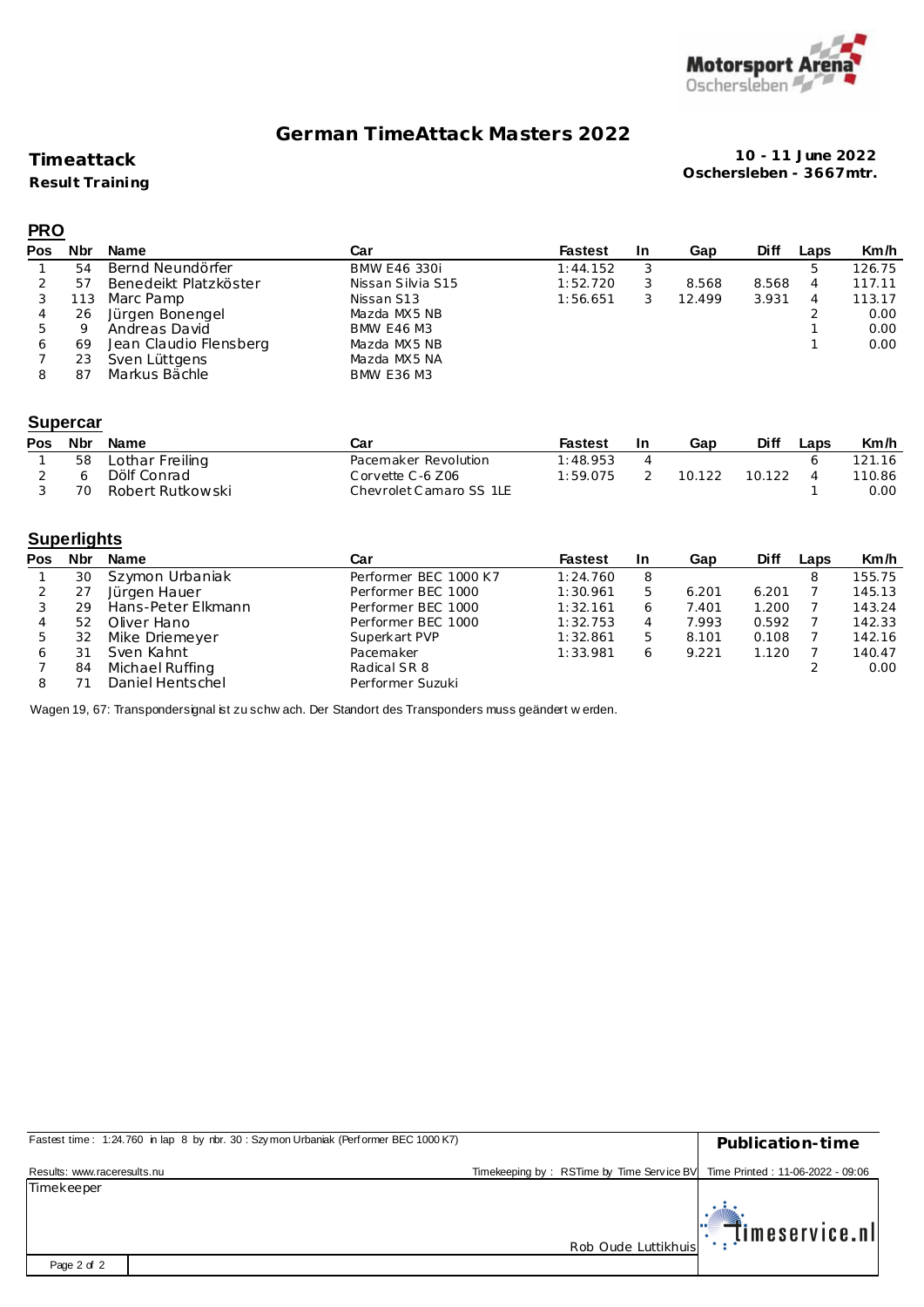# German TimeAttack Masters 2022

**Timeattack**

**Result Training**

**10 - 11 June 2022**
**Oschersleben - 3667mtr.**

## PRO

| Pos | Nbr | Name | Car | Fastest | In | Gap | Diff | Laps | Km/h |
|---|---|---|---|---|---|---|---|---|---|
| 1 | 54 | Bernd Neundörfer | BMW E46 330i | 1:44.152 | 3 | | | 5 | 126.75 |
| 2 | 57 | Benedeikt Platzköster | Nissan Silvia S15 | 1:52.720 | 3 | 8.568 | 8.568 | 4 | 117.11 |
| 3 | 113 | Marc Pamp | Nissan S13 | 1:56.651 | 3 | 12.499 | 3.931 | 4 | 113.17 |
| 4 | 26 | Jürgen Bonengel | Mazda MX5 NB | | | | | 2 | 0.00 |
| 5 | 9 | Andreas David | BMW E46 M3 | | | | | 1 | 0.00 |
| 6 | 69 | Jean Claudio Flensberg | Mazda MX5 NB | | | | | 1 | 0.00 |
| 7 | 23 | Sven Lüttgens | Mazda MX5 NA | | | | | | |
| 8 | 87 | Markus Bächle | BMW E36 M3 | | | | | | |

## Supercar

| Pos | Nbr | Name | Car | Fastest | In | Gap | Diff | Laps | Km/h |
|---|---|---|---|---|---|---|---|---|---|
| 1 | 58 | Lothar Freiling | Pacemaker Revolution | 1:48.953 | 4 | | | 6 | 121.16 |
| 2 | 6 | Dölf Conrad | Corvette C-6 Z06 | 1:59.075 | 2 | 10.122 | 10.122 | 4 | 110.86 |
| 3 | 70 | Robert Rutkowski | Chevrolet Camaro SS 1LE | | | | | 1 | 0.00 |

## Superlights

| Pos | Nbr | Name | Car | Fastest | In | Gap | Diff | Laps | Km/h |
|---|---|---|---|---|---|---|---|---|---|
| 1 | 30 | Szymon Urbaniak | Performer BEC 1000 K7 | 1:24.760 | 8 | | | 8 | 155.75 |
| 2 | 27 | Jürgen Hauer | Performer BEC 1000 | 1:30.961 | 5 | 6.201 | 6.201 | 7 | 145.13 |
| 3 | 29 | Hans-Peter Elkmann | Performer BEC 1000 | 1:32.161 | 6 | 7.401 | 1.200 | 7 | 143.24 |
| 4 | 52 | Oliver Hano | Performer BEC 1000 | 1:32.753 | 4 | 7.993 | 0.592 | 7 | 142.33 |
| 5 | 32 | Mike Driemeyer | Superkart PVP | 1:32.861 | 5 | 8.101 | 0.108 | 7 | 142.16 |
| 6 | 31 | Sven Kahnt | Pacemaker | 1:33.981 | 6 | 9.221 | 1.120 | 7 | 140.47 |
| 7 | 84 | Michael Ruffing | Radical SR 8 | | | | | 2 | 0.00 |
| 8 | 71 | Daniel Hentschel | Performer Suzuki | | | | | | |

Wagen 19, 67: Transpondersignal ist zu schwach. Der Standort des Transponders muss geändert werden.

Fastest time : 1:24.760 in lap 8 by nbr. 30 : Szymon Urbaniak (Performer BEC 1000 K7)

**Publication-time**

Results: www.raceresults.nu

Timekeeping by : RSTime by Time Service BV

Time Printed : 11-06-2022 - 09:06

Timekeeper

Rob Oude Luttikhuis

timeservice.nl